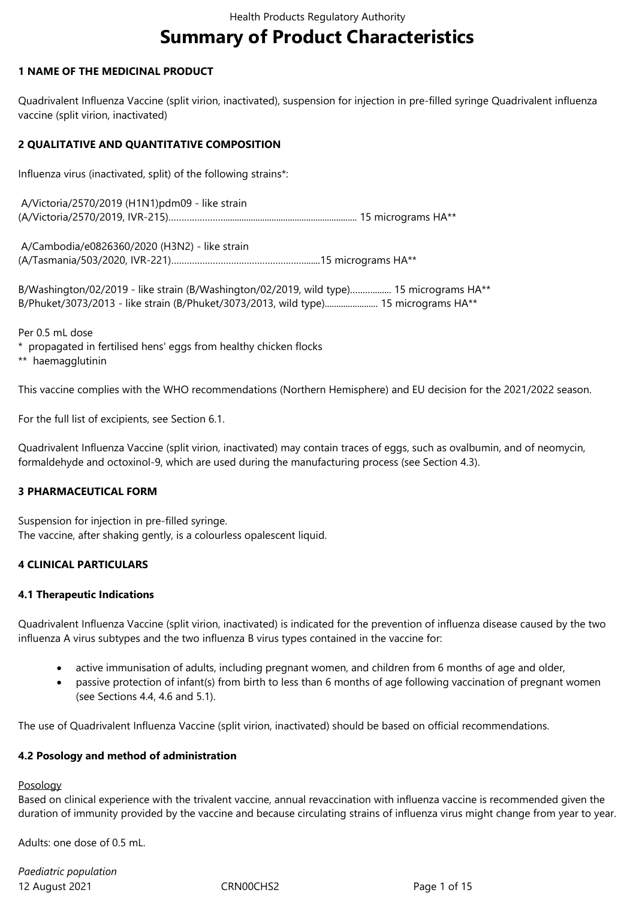# Summary of Product Characteristics

## 1 NAME OF THE MEDICINAL PRODUCT

Quadrivalent Influenza Vaccine (split virion, inactivated), suspension for injection in pre-filled syringe Quadrivalent influenza vaccine (split virion, inactivated)

## 2 QUALITATIVE AND QUANTITATIVE COMPOSITION

Influenza virus (inactivated, split) of the following strains*:

A/Victoria/2570/2019 (H1N1)pdm09 - like strain
(A/Victoria/2570/2019, IVR-215)................................................................................ 15 micrograms HA**

A/Cambodia/e0826360/2020 (H3N2) - like strain
(A/Tasmania/503/2020, IVR-221)..........................................................15 micrograms HA**

B/Washington/02/2019 - like strain (B/Washington/02/2019, wild type)................. 15 micrograms HA**
B/Phuket/3073/2013 - like strain (B/Phuket/3073/2013, wild type)....................... 15 micrograms HA**

Per 0.5 mL dose
\* propagated in fertilised hens' eggs from healthy chicken flocks
\** haemagglutinin

This vaccine complies with the WHO recommendations (Northern Hemisphere) and EU decision for the 2021/2022 season.

For the full list of excipients, see Section 6.1.

Quadrivalent Influenza Vaccine (split virion, inactivated) may contain traces of eggs, such as ovalbumin, and of neomycin, formaldehyde and octoxinol-9, which are used during the manufacturing process (see Section 4.3).

## 3 PHARMACEUTICAL FORM

Suspension for injection in pre-filled syringe.
The vaccine, after shaking gently, is a colourless opalescent liquid.

## 4 CLINICAL PARTICULARS

### 4.1 Therapeutic Indications

Quadrivalent Influenza Vaccine (split virion, inactivated) is indicated for the prevention of influenza disease caused by the two influenza A virus subtypes and the two influenza B virus types contained in the vaccine for:

- active immunisation of adults, including pregnant women, and children from 6 months of age and older,
- passive protection of infant(s) from birth to less than 6 months of age following vaccination of pregnant women (see Sections 4.4, 4.6 and 5.1).

The use of Quadrivalent Influenza Vaccine (split virion, inactivated) should be based on official recommendations.

### 4.2 Posology and method of administration

Posology
Based on clinical experience with the trivalent vaccine, annual revaccination with influenza vaccine is recommended given the duration of immunity provided by the vaccine and because circulating strains of influenza virus might change from year to year.

Adults: one dose of 0.5 mL.

*Paediatric population*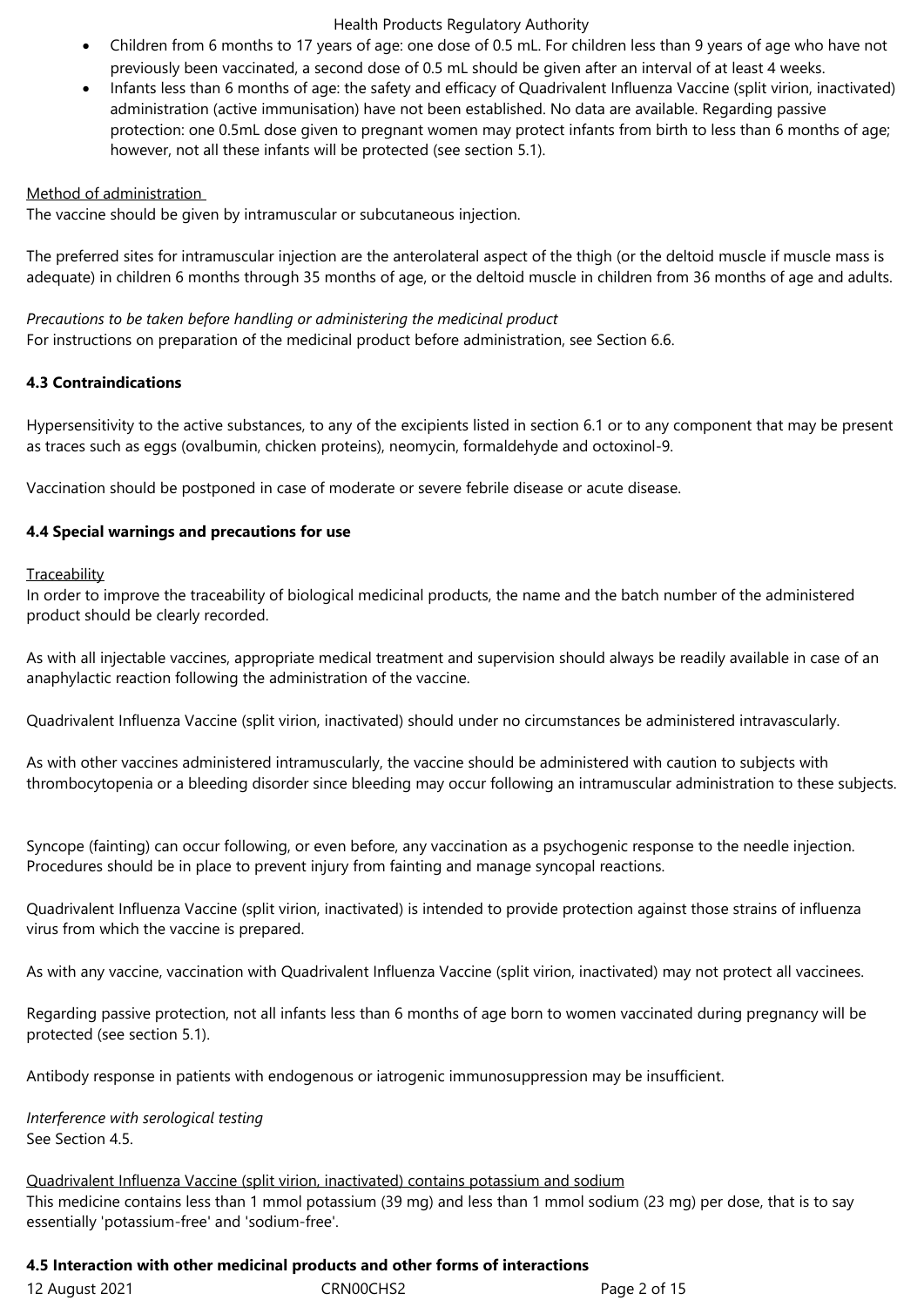- Children from 6 months to 17 years of age: one dose of 0.5 mL. For children less than 9 years of age who have not previously been vaccinated, a second dose of 0.5 mL should be given after an interval of at least 4 weeks.
- Infants less than 6 months of age: the safety and efficacy of Quadrivalent Influenza Vaccine (split virion, inactivated) administration (active immunisation) have not been established. No data are available. Regarding passive protection: one 0.5mL dose given to pregnant women may protect infants from birth to less than 6 months of age; however, not all these infants will be protected (see section 5.1).

Method of administration

The vaccine should be given by intramuscular or subcutaneous injection.

The preferred sites for intramuscular injection are the anterolateral aspect of the thigh (or the deltoid muscle if muscle mass is adequate) in children 6 months through 35 months of age, or the deltoid muscle in children from 36 months of age and adults.

*Precautions to be taken before handling or administering the medicinal product*

For instructions on preparation of the medicinal product before administration, see Section 6.6.

**4.3 Contraindications**

Hypersensitivity to the active substances, to any of the excipients listed in section 6.1 or to any component that may be present as traces such as eggs (ovalbumin, chicken proteins), neomycin, formaldehyde and octoxinol-9.

Vaccination should be postponed in case of moderate or severe febrile disease or acute disease.

**4.4 Special warnings and precautions for use**

Traceability

In order to improve the traceability of biological medicinal products, the name and the batch number of the administered product should be clearly recorded.

As with all injectable vaccines, appropriate medical treatment and supervision should always be readily available in case of an anaphylactic reaction following the administration of the vaccine.

Quadrivalent Influenza Vaccine (split virion, inactivated) should under no circumstances be administered intravascularly.

As with other vaccines administered intramuscularly, the vaccine should be administered with caution to subjects with thrombocytopenia or a bleeding disorder since bleeding may occur following an intramuscular administration to these subjects.

Syncope (fainting) can occur following, or even before, any vaccination as a psychogenic response to the needle injection. Procedures should be in place to prevent injury from fainting and manage syncopal reactions.

Quadrivalent Influenza Vaccine (split virion, inactivated) is intended to provide protection against those strains of influenza virus from which the vaccine is prepared.

As with any vaccine, vaccination with Quadrivalent Influenza Vaccine (split virion, inactivated) may not protect all vaccinees.

Regarding passive protection, not all infants less than 6 months of age born to women vaccinated during pregnancy will be protected (see section 5.1).

Antibody response in patients with endogenous or iatrogenic immunosuppression may be insufficient.

*Interference with serological testing*

See Section 4.5.

Quadrivalent Influenza Vaccine (split virion, inactivated) contains potassium and sodium

This medicine contains less than 1 mmol potassium (39 mg) and less than 1 mmol sodium (23 mg) per dose, that is to say essentially 'potassium-free' and 'sodium-free'.

**4.5 Interaction with other medicinal products and other forms of interactions**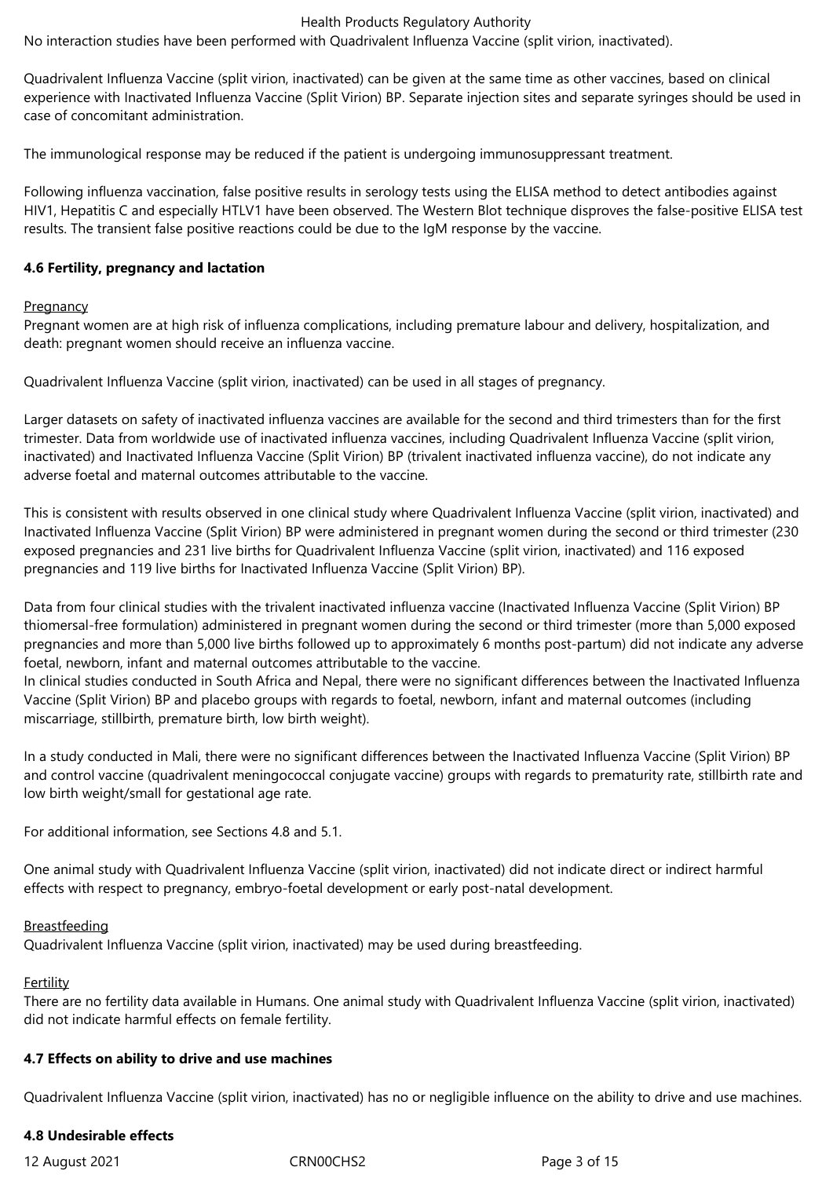No interaction studies have been performed with Quadrivalent Influenza Vaccine (split virion, inactivated).

Quadrivalent Influenza Vaccine (split virion, inactivated) can be given at the same time as other vaccines, based on clinical experience with Inactivated Influenza Vaccine (Split Virion) BP. Separate injection sites and separate syringes should be used in case of concomitant administration.

The immunological response may be reduced if the patient is undergoing immunosuppressant treatment.

Following influenza vaccination, false positive results in serology tests using the ELISA method to detect antibodies against HIV1, Hepatitis C and especially HTLV1 have been observed. The Western Blot technique disproves the false-positive ELISA test results. The transient false positive reactions could be due to the IgM response by the vaccine.

### 4.6 Fertility, pregnancy and lactation

Pregnancy

Pregnant women are at high risk of influenza complications, including premature labour and delivery, hospitalization, and death: pregnant women should receive an influenza vaccine.

Quadrivalent Influenza Vaccine (split virion, inactivated) can be used in all stages of pregnancy.

Larger datasets on safety of inactivated influenza vaccines are available for the second and third trimesters than for the first trimester. Data from worldwide use of inactivated influenza vaccines, including Quadrivalent Influenza Vaccine (split virion, inactivated) and Inactivated Influenza Vaccine (Split Virion) BP (trivalent inactivated influenza vaccine), do not indicate any adverse foetal and maternal outcomes attributable to the vaccine.

This is consistent with results observed in one clinical study where Quadrivalent Influenza Vaccine (split virion, inactivated) and Inactivated Influenza Vaccine (Split Virion) BP were administered in pregnant women during the second or third trimester (230 exposed pregnancies and 231 live births for Quadrivalent Influenza Vaccine (split virion, inactivated) and 116 exposed pregnancies and 119 live births for Inactivated Influenza Vaccine (Split Virion) BP).

Data from four clinical studies with the trivalent inactivated influenza vaccine (Inactivated Influenza Vaccine (Split Virion) BP thiomersal-free formulation) administered in pregnant women during the second or third trimester (more than 5,000 exposed pregnancies and more than 5,000 live births followed up to approximately 6 months post-partum) did not indicate any adverse foetal, newborn, infant and maternal outcomes attributable to the vaccine.
In clinical studies conducted in South Africa and Nepal, there were no significant differences between the Inactivated Influenza Vaccine (Split Virion) BP and placebo groups with regards to foetal, newborn, infant and maternal outcomes (including miscarriage, stillbirth, premature birth, low birth weight).

In a study conducted in Mali, there were no significant differences between the Inactivated Influenza Vaccine (Split Virion) BP and control vaccine (quadrivalent meningococcal conjugate vaccine) groups with regards to prematurity rate, stillbirth rate and low birth weight/small for gestational age rate.

For additional information, see Sections 4.8 and 5.1.

One animal study with Quadrivalent Influenza Vaccine (split virion, inactivated) did not indicate direct or indirect harmful effects with respect to pregnancy, embryo-foetal development or early post-natal development.

Breastfeeding

Quadrivalent Influenza Vaccine (split virion, inactivated) may be used during breastfeeding.

Fertility

There are no fertility data available in Humans. One animal study with Quadrivalent Influenza Vaccine (split virion, inactivated) did not indicate harmful effects on female fertility.

### 4.7 Effects on ability to drive and use machines

Quadrivalent Influenza Vaccine (split virion, inactivated) has no or negligible influence on the ability to drive and use machines.

### 4.8 Undesirable effects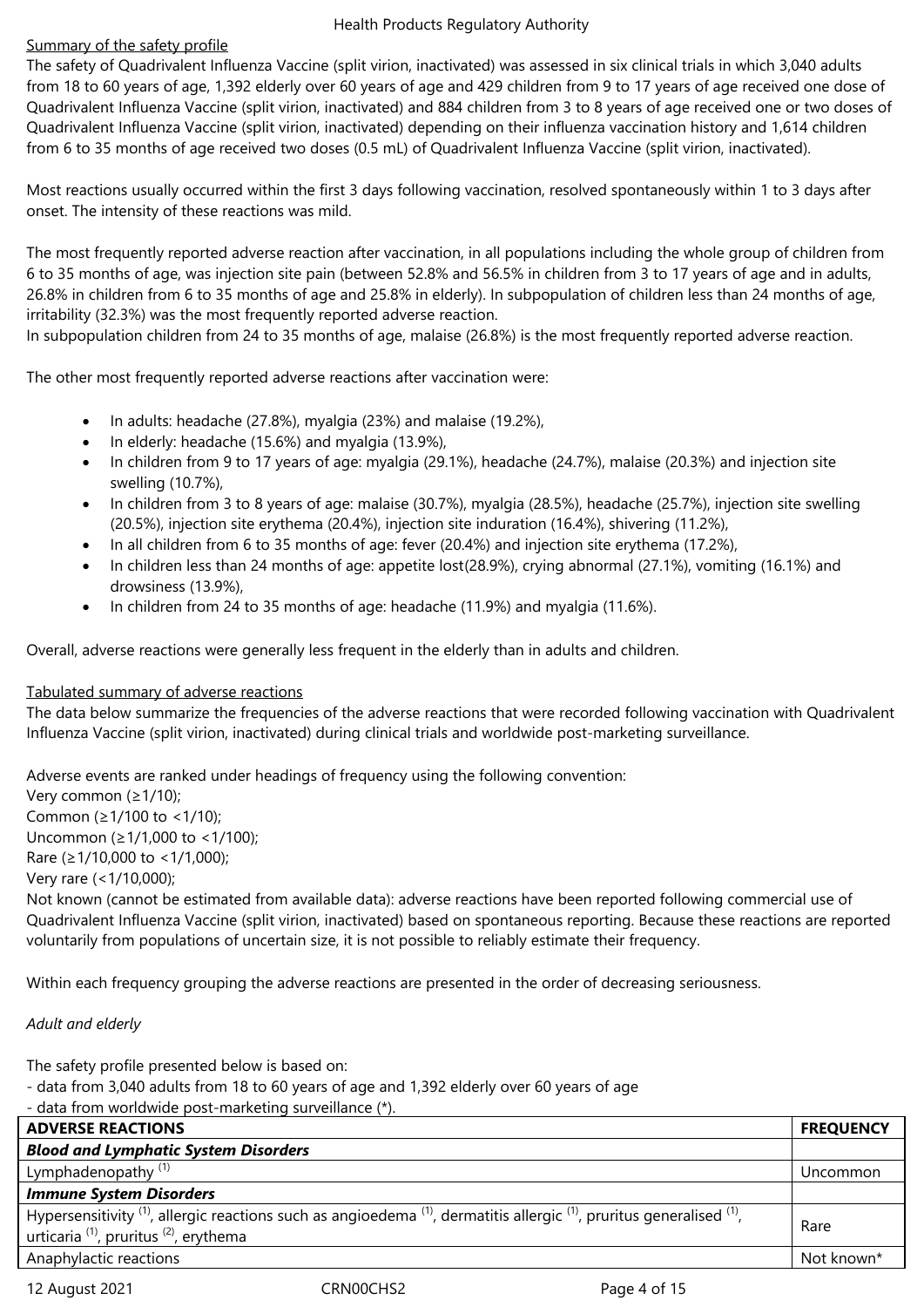Summary of the safety profile

The safety of Quadrivalent Influenza Vaccine (split virion, inactivated) was assessed in six clinical trials in which 3,040 adults from 18 to 60 years of age, 1,392 elderly over 60 years of age and 429 children from 9 to 17 years of age received one dose of Quadrivalent Influenza Vaccine (split virion, inactivated) and 884 children from 3 to 8 years of age received one or two doses of Quadrivalent Influenza Vaccine (split virion, inactivated) depending on their influenza vaccination history and 1,614 children from 6 to 35 months of age received two doses (0.5 mL) of Quadrivalent Influenza Vaccine (split virion, inactivated).

Most reactions usually occurred within the first 3 days following vaccination, resolved spontaneously within 1 to 3 days after onset. The intensity of these reactions was mild.

The most frequently reported adverse reaction after vaccination, in all populations including the whole group of children from 6 to 35 months of age, was injection site pain (between 52.8% and 56.5% in children from 3 to 17 years of age and in adults, 26.8% in children from 6 to 35 months of age and 25.8% in elderly). In subpopulation of children less than 24 months of age, irritability (32.3%) was the most frequently reported adverse reaction.
In subpopulation children from 24 to 35 months of age, malaise (26.8%) is the most frequently reported adverse reaction.

The other most frequently reported adverse reactions after vaccination were:

- In adults: headache (27.8%), myalgia (23%) and malaise (19.2%),
- In elderly: headache (15.6%) and myalgia (13.9%),
- In children from 9 to 17 years of age: myalgia (29.1%), headache (24.7%), malaise (20.3%) and injection site swelling (10.7%),
- In children from 3 to 8 years of age: malaise (30.7%), myalgia (28.5%), headache (25.7%), injection site swelling (20.5%), injection site erythema (20.4%), injection site induration (16.4%), shivering (11.2%),
- In all children from 6 to 35 months of age: fever (20.4%) and injection site erythema (17.2%),
- In children less than 24 months of age: appetite lost(28.9%), crying abnormal (27.1%), vomiting (16.1%) and drowsiness (13.9%),
- In children from 24 to 35 months of age: headache (11.9%) and myalgia (11.6%).

Overall, adverse reactions were generally less frequent in the elderly than in adults and children.

Tabulated summary of adverse reactions

The data below summarize the frequencies of the adverse reactions that were recorded following vaccination with Quadrivalent Influenza Vaccine (split virion, inactivated) during clinical trials and worldwide post-marketing surveillance.

Adverse events are ranked under headings of frequency using the following convention:
Very common (≥1/10);
Common (≥1/100 to <1/10);
Uncommon (≥1/1,000 to <1/100);
Rare (≥1/10,000 to <1/1,000);
Very rare (<1/10,000);
Not known (cannot be estimated from available data): adverse reactions have been reported following commercial use of Quadrivalent Influenza Vaccine (split virion, inactivated) based on spontaneous reporting. Because these reactions are reported voluntarily from populations of uncertain size, it is not possible to reliably estimate their frequency.

Within each frequency grouping the adverse reactions are presented in the order of decreasing seriousness.

*Adult and elderly*

The safety profile presented below is based on:
- data from 3,040 adults from 18 to 60 years of age and 1,392 elderly over 60 years of age
- data from worldwide post-marketing surveillance (*).

| ADVERSE REACTIONS | FREQUENCY |
|---|---|
| ***Blood and Lymphatic System Disorders*** | |
| Lymphadenopathy [(1)] | Uncommon |
| ***Immune System Disorders*** | |
| Hypersensitivity [(1)], allergic reactions such as angioedema [(1)], dermatitis allergic [(1)], pruritus generalised [(1)], urticaria [(1)], pruritus [(2)], erythema | Rare |
| Anaphylactic reactions | Not known* |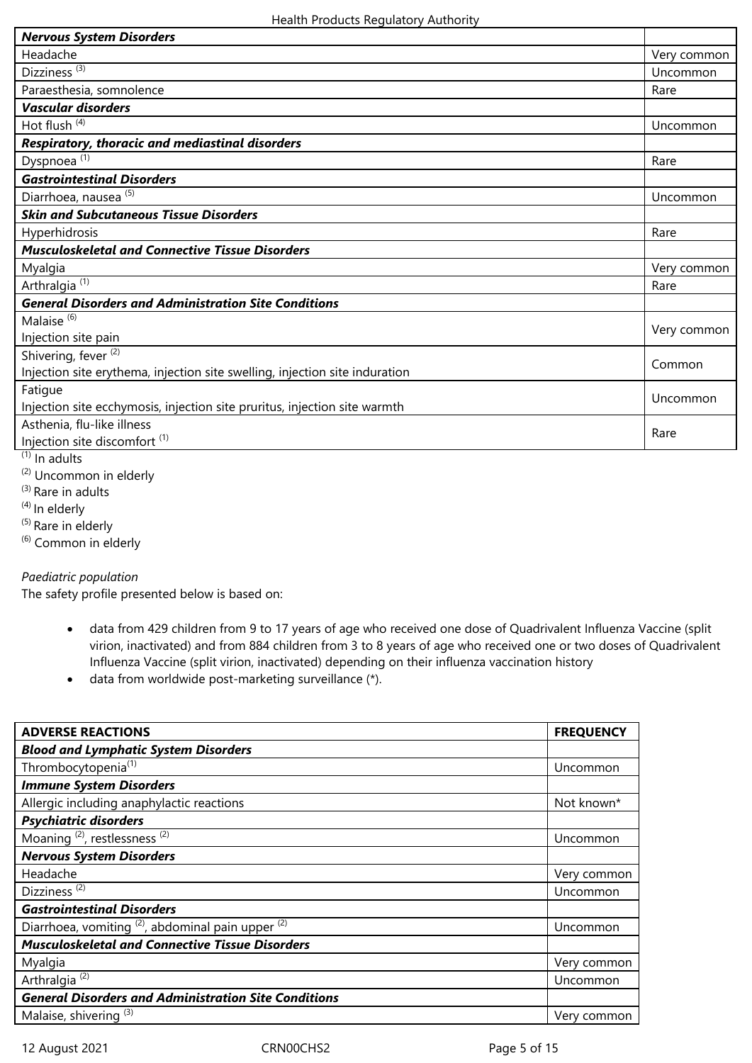| | |
|---|---|
| ***Nervous System Disorders*** | |
| Headache | Very common |
| Dizziness [3] | Uncommon |
| Paraesthesia, somnolence | Rare |
| ***Vascular disorders*** | |
| Hot flush [4] | Uncommon |
| ***Respiratory, thoracic and mediastinal disorders*** | |
| Dyspnoea [1] | Rare |
| ***Gastrointestinal Disorders*** | |
| Diarrhoea, nausea [5] | Uncommon |
| ***Skin and Subcutaneous Tissue Disorders*** | |
| Hyperhidrosis | Rare |
| ***Musculoskeletal and Connective Tissue Disorders*** | |
| Myalgia | Very common |
| Arthralgia [1] | Rare |
| ***General Disorders and Administration Site Conditions*** | |
| Malaise [6]<br>Injection site pain | Very common |
| Shivering, fever [2]<br>Injection site erythema, injection site swelling, injection site induration | Common |
| Fatigue<br>Injection site ecchymosis, injection site pruritus, injection site warmth | Uncommon |
| Asthenia, flu-like illness<br>Injection site discomfort [1] | Rare |

[1] In adults
[2] Uncommon in elderly
[3] Rare in adults
[4] In elderly
[5] Rare in elderly
[6] Common in elderly

*Paediatric population*
The safety profile presented below is based on:

- data from 429 children from 9 to 17 years of age who received one dose of Quadrivalent Influenza Vaccine (split virion, inactivated) and from 884 children from 3 to 8 years of age who received one or two doses of Quadrivalent Influenza Vaccine (split virion, inactivated) depending on their influenza vaccination history
- data from worldwide post-marketing surveillance (*).

| ADVERSE REACTIONS | FREQUENCY |
|---|---|
| ***Blood and Lymphatic System Disorders*** | |
| Thrombocytopenia[1] | Uncommon |
| ***Immune System Disorders*** | |
| Allergic including anaphylactic reactions | Not known* |
| ***Psychiatric disorders*** | |
| Moaning [2], restlessness [2] | Uncommon |
| ***Nervous System Disorders*** | |
| Headache | Very common |
| Dizziness [2] | Uncommon |
| ***Gastrointestinal Disorders*** | |
| Diarrhoea, vomiting [2], abdominal pain upper [2] | Uncommon |
| ***Musculoskeletal and Connective Tissue Disorders*** | |
| Myalgia | Very common |
| Arthralgia [2] | Uncommon |
| ***General Disorders and Administration Site Conditions*** | |
| Malaise, shivering [3] | Very common |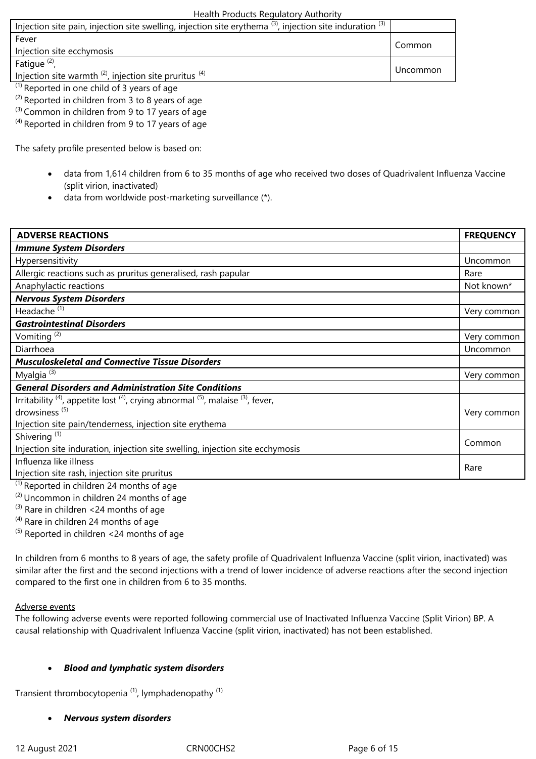| | |
|---|---|
| Injection site pain, injection site swelling, injection site erythema [3], injection site induration [3] | |
| Fever<br>Injection site ecchymosis | Common |
| Fatigue [2],<br>Injection site warmth [2], injection site pruritus [4] | Uncommon |

[1] Reported in one child of 3 years of age
[2] Reported in children from 3 to 8 years of age
[3] Common in children from 9 to 17 years of age
[4] Reported in children from 9 to 17 years of age

The safety profile presented below is based on:

- data from 1,614 children from 6 to 35 months of age who received two doses of Quadrivalent Influenza Vaccine (split virion, inactivated)
- data from worldwide post-marketing surveillance (*).

| ADVERSE REACTIONS | FREQUENCY |
|---|---|
| ***Immune System Disorders*** | |
| Hypersensitivity | Uncommon |
| Allergic reactions such as pruritus generalised, rash papular | Rare |
| Anaphylactic reactions | Not known* |
| ***Nervous System Disorders*** | |
| Headache [1] | Very common |
| ***Gastrointestinal Disorders*** | |
| Vomiting [2] | Very common |
| Diarrhoea | Uncommon |
| ***Musculoskeletal and Connective Tissue Disorders*** | |
| Myalgia [3] | Very common |
| ***General Disorders and Administration Site Conditions*** | |
| Irritability [4], appetite lost [4], crying abnormal [5], malaise [3], fever, drowsiness [5]<br>Injection site pain/tenderness, injection site erythema | Very common |
| Shivering [1]<br>Injection site induration, injection site swelling, injection site ecchymosis | Common |
| Influenza like illness<br>Injection site rash, injection site pruritus | Rare |

[1] Reported in children 24 months of age
[2] Uncommon in children 24 months of age
[3] Rare in children <24 months of age
[4] Rare in children 24 months of age
[5] Reported in children <24 months of age

In children from 6 months to 8 years of age, the safety profile of Quadrivalent Influenza Vaccine (split virion, inactivated) was similar after the first and the second injections with a trend of lower incidence of adverse reactions after the second injection compared to the first one in children from 6 to 35 months.

Adverse events

The following adverse events were reported following commercial use of Inactivated Influenza Vaccine (Split Virion) BP. A causal relationship with Quadrivalent Influenza Vaccine (split virion, inactivated) has not been established.

- ***Blood and lymphatic system disorders***

Transient thrombocytopenia [1], lymphadenopathy [1]

- ***Nervous system disorders***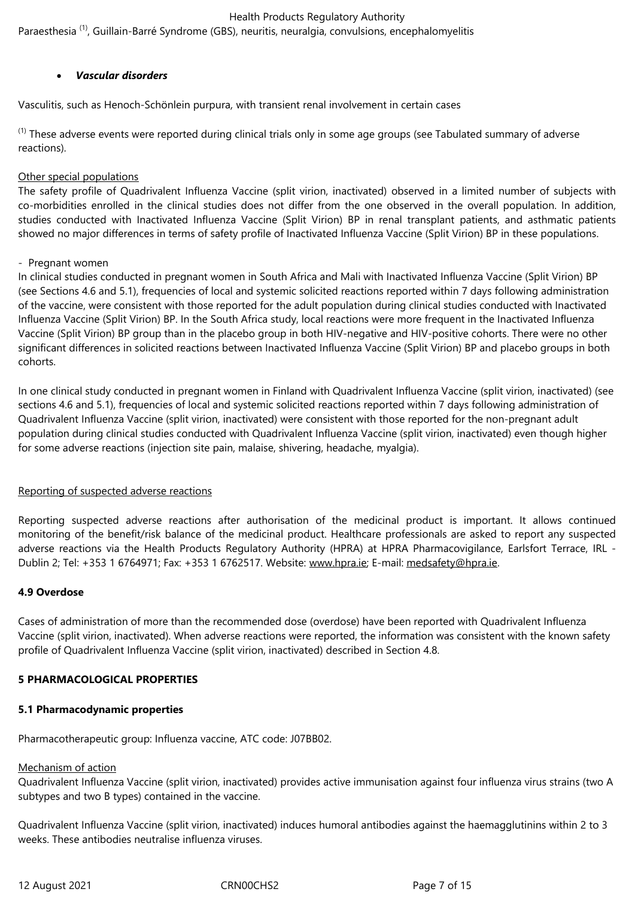Paraesthesia [1], Guillain-Barré Syndrome (GBS), neuritis, neuralgia, convulsions, encephalomyelitis

- ***Vascular disorders***

Vasculitis, such as Henoch-Schönlein purpura, with transient renal involvement in certain cases

[1] These adverse events were reported during clinical trials only in some age groups (see Tabulated summary of adverse reactions).

Other special populations

The safety profile of Quadrivalent Influenza Vaccine (split virion, inactivated) observed in a limited number of subjects with co-morbidities enrolled in the clinical studies does not differ from the one observed in the overall population. In addition, studies conducted with Inactivated Influenza Vaccine (Split Virion) BP in renal transplant patients, and asthmatic patients showed no major differences in terms of safety profile of Inactivated Influenza Vaccine (Split Virion) BP in these populations.

- Pregnant women

In clinical studies conducted in pregnant women in South Africa and Mali with Inactivated Influenza Vaccine (Split Virion) BP (see Sections 4.6 and 5.1), frequencies of local and systemic solicited reactions reported within 7 days following administration of the vaccine, were consistent with those reported for the adult population during clinical studies conducted with Inactivated Influenza Vaccine (Split Virion) BP. In the South Africa study, local reactions were more frequent in the Inactivated Influenza Vaccine (Split Virion) BP group than in the placebo group in both HIV-negative and HIV-positive cohorts. There were no other significant differences in solicited reactions between Inactivated Influenza Vaccine (Split Virion) BP and placebo groups in both cohorts.

In one clinical study conducted in pregnant women in Finland with Quadrivalent Influenza Vaccine (split virion, inactivated) (see sections 4.6 and 5.1), frequencies of local and systemic solicited reactions reported within 7 days following administration of Quadrivalent Influenza Vaccine (split virion, inactivated) were consistent with those reported for the non-pregnant adult population during clinical studies conducted with Quadrivalent Influenza Vaccine (split virion, inactivated) even though higher for some adverse reactions (injection site pain, malaise, shivering, headache, myalgia).

Reporting of suspected adverse reactions

Reporting suspected adverse reactions after authorisation of the medicinal product is important. It allows continued monitoring of the benefit/risk balance of the medicinal product. Healthcare professionals are asked to report any suspected adverse reactions via the Health Products Regulatory Authority (HPRA) at HPRA Pharmacovigilance, Earlsfort Terrace, IRL - Dublin 2; Tel: +353 1 6764971; Fax: +353 1 6762517. Website: www.hpra.ie; E-mail: medsafety@hpra.ie.

**4.9 Overdose**

Cases of administration of more than the recommended dose (overdose) have been reported with Quadrivalent Influenza Vaccine (split virion, inactivated). When adverse reactions were reported, the information was consistent with the known safety profile of Quadrivalent Influenza Vaccine (split virion, inactivated) described in Section 4.8.

**5 PHARMACOLOGICAL PROPERTIES**

**5.1 Pharmacodynamic properties**

Pharmacotherapeutic group: Influenza vaccine, ATC code: J07BB02.

Mechanism of action

Quadrivalent Influenza Vaccine (split virion, inactivated) provides active immunisation against four influenza virus strains (two A subtypes and two B types) contained in the vaccine.

Quadrivalent Influenza Vaccine (split virion, inactivated) induces humoral antibodies against the haemagglutinins within 2 to 3 weeks. These antibodies neutralise influenza viruses.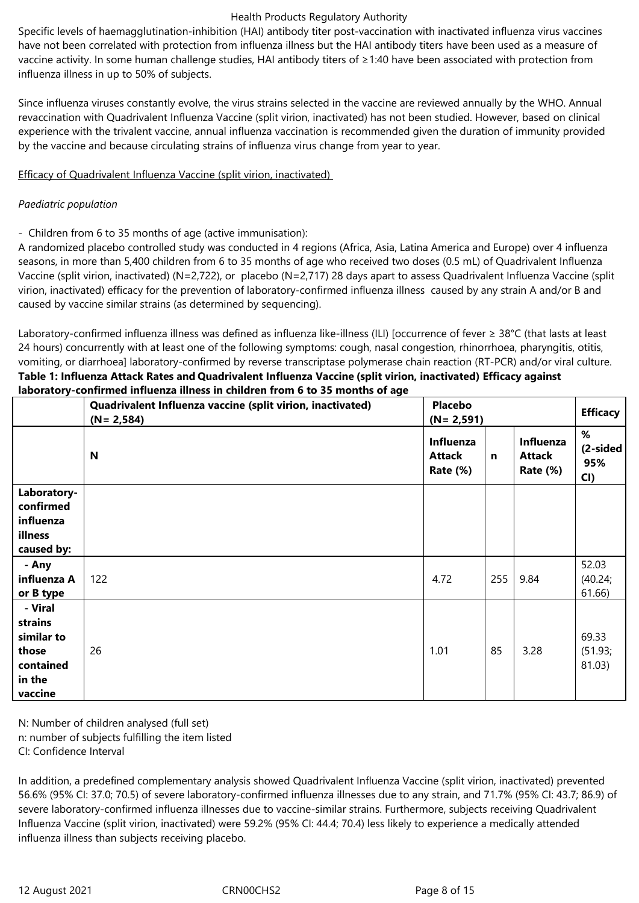Specific levels of haemagglutination-inhibition (HAI) antibody titer post-vaccination with inactivated influenza virus vaccines have not been correlated with protection from influenza illness but the HAI antibody titers have been used as a measure of vaccine activity. In some human challenge studies, HAI antibody titers of ≥1:40 have been associated with protection from influenza illness in up to 50% of subjects.

Since influenza viruses constantly evolve, the virus strains selected in the vaccine are reviewed annually by the WHO. Annual revaccination with Quadrivalent Influenza Vaccine (split virion, inactivated) has not been studied. However, based on clinical experience with the trivalent vaccine, annual influenza vaccination is recommended given the duration of immunity provided by the vaccine and because circulating strains of influenza virus change from year to year.

Efficacy of Quadrivalent Influenza Vaccine (split virion, inactivated)

*Paediatric population*

- Children from 6 to 35 months of age (active immunisation):

A randomized placebo controlled study was conducted in 4 regions (Africa, Asia, Latina America and Europe) over 4 influenza seasons, in more than 5,400 children from 6 to 35 months of age who received two doses (0.5 mL) of Quadrivalent Influenza Vaccine (split virion, inactivated) (N=2,722), or placebo (N=2,717) 28 days apart to assess Quadrivalent Influenza Vaccine (split virion, inactivated) efficacy for the prevention of laboratory-confirmed influenza illness caused by any strain A and/or B and caused by vaccine similar strains (as determined by sequencing).

Laboratory-confirmed influenza illness was defined as influenza like-illness (ILI) [occurrence of fever ≥ 38°C (that lasts at least 24 hours) concurrently with at least one of the following symptoms: cough, nasal congestion, rhinorrhoea, pharyngitis, otitis, vomiting, or diarrhoea] laboratory-confirmed by reverse transcriptase polymerase chain reaction (RT-PCR) and/or viral culture.

**Table 1: Influenza Attack Rates and Quadrivalent Influenza Vaccine (split virion, inactivated) Efficacy against laboratory-confirmed influenza illness in children from 6 to 35 months of age**

| | **Quadrivalent Influenza vaccine (split virion, inactivated) (N= 2,584)** | **Placebo (N= 2,591)** | | | **Efficacy** |
|---|---|---|---|---|---|
| | **N** | **Influenza Attack Rate (%)** | **n** | **Influenza Attack Rate (%)** | **% (2-sided 95% CI)** |
| **Laboratory-confirmed influenza illness caused by:** | | | | | |
| **- Any influenza A or B type** | 122 | 4.72 | 255 | 9.84 | 52.03 (40.24; 61.66) |
| **- Viral strains similar to those contained in the vaccine** | 26 | 1.01 | 85 | 3.28 | 69.33 (51.93; 81.03) |

N: Number of children analysed (full set)
n: number of subjects fulfilling the item listed
CI: Confidence Interval

In addition, a predefined complementary analysis showed Quadrivalent Influenza Vaccine (split virion, inactivated) prevented 56.6% (95% CI: 37.0; 70.5) of severe laboratory-confirmed influenza illnesses due to any strain, and 71.7% (95% CI: 43.7; 86.9) of severe laboratory-confirmed influenza illnesses due to vaccine-similar strains. Furthermore, subjects receiving Quadrivalent Influenza Vaccine (split virion, inactivated) were 59.2% (95% CI: 44.4; 70.4) less likely to experience a medically attended influenza illness than subjects receiving placebo.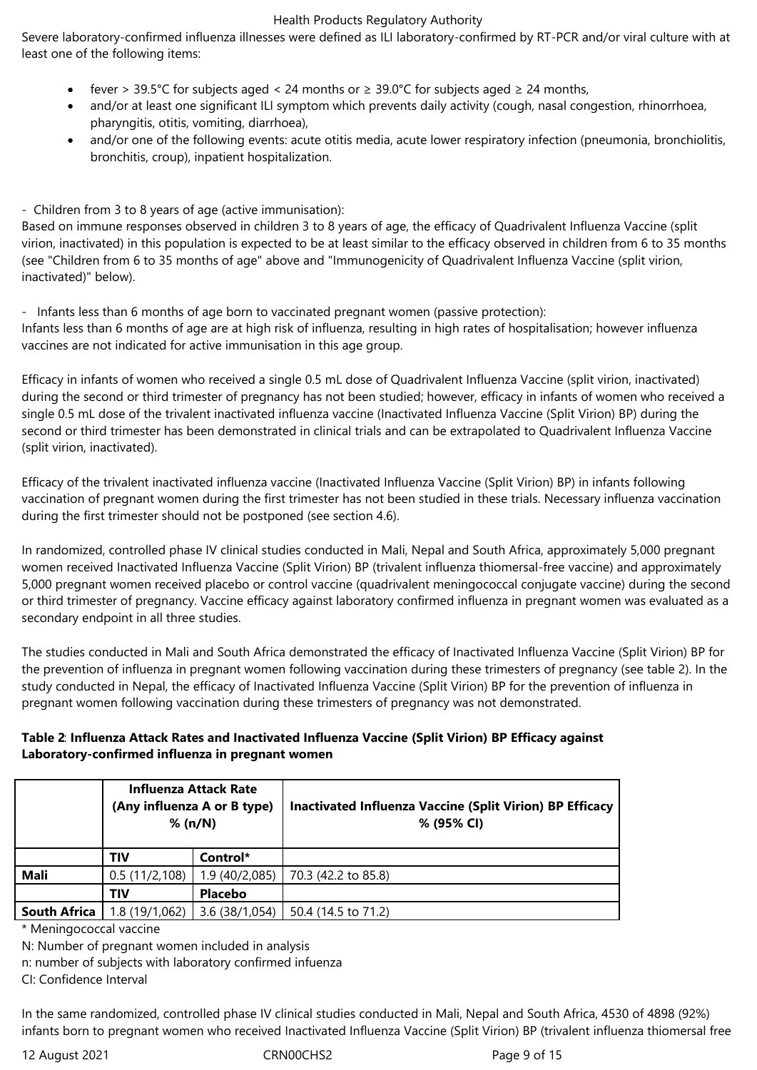Severe laboratory-confirmed influenza illnesses were defined as ILI laboratory-confirmed by RT-PCR and/or viral culture with at least one of the following items:

- fever > 39.5°C for subjects aged < 24 months or ≥ 39.0°C for subjects aged ≥ 24 months,
- and/or at least one significant ILI symptom which prevents daily activity (cough, nasal congestion, rhinorrhoea, pharyngitis, otitis, vomiting, diarrhoea),
- and/or one of the following events: acute otitis media, acute lower respiratory infection (pneumonia, bronchiolitis, bronchitis, croup), inpatient hospitalization.

- Children from 3 to 8 years of age (active immunisation):

Based on immune responses observed in children 3 to 8 years of age, the efficacy of Quadrivalent Influenza Vaccine (split virion, inactivated) in this population is expected to be at least similar to the efficacy observed in children from 6 to 35 months (see "Children from 6 to 35 months of age" above and "Immunogenicity of Quadrivalent Influenza Vaccine (split virion, inactivated)" below).

- Infants less than 6 months of age born to vaccinated pregnant women (passive protection):

Infants less than 6 months of age are at high risk of influenza, resulting in high rates of hospitalisation; however influenza vaccines are not indicated for active immunisation in this age group.

Efficacy in infants of women who received a single 0.5 mL dose of Quadrivalent Influenza Vaccine (split virion, inactivated) during the second or third trimester of pregnancy has not been studied; however, efficacy in infants of women who received a single 0.5 mL dose of the trivalent inactivated influenza vaccine (Inactivated Influenza Vaccine (Split Virion) BP) during the second or third trimester has been demonstrated in clinical trials and can be extrapolated to Quadrivalent Influenza Vaccine (split virion, inactivated).

Efficacy of the trivalent inactivated influenza vaccine (Inactivated Influenza Vaccine (Split Virion) BP) in infants following vaccination of pregnant women during the first trimester has not been studied in these trials. Necessary influenza vaccination during the first trimester should not be postponed (see section 4.6).

In randomized, controlled phase IV clinical studies conducted in Mali, Nepal and South Africa, approximately 5,000 pregnant women received Inactivated Influenza Vaccine (Split Virion) BP (trivalent influenza thiomersal-free vaccine) and approximately 5,000 pregnant women received placebo or control vaccine (quadrivalent meningococcal conjugate vaccine) during the second or third trimester of pregnancy. Vaccine efficacy against laboratory confirmed influenza in pregnant women was evaluated as a secondary endpoint in all three studies.

The studies conducted in Mali and South Africa demonstrated the efficacy of Inactivated Influenza Vaccine (Split Virion) BP for the prevention of influenza in pregnant women following vaccination during these trimesters of pregnancy (see table 2). In the study conducted in Nepal, the efficacy of Inactivated Influenza Vaccine (Split Virion) BP for the prevention of influenza in pregnant women following vaccination during these trimesters of pregnancy was not demonstrated.

**Table 2**: **Influenza Attack Rates and Inactivated Influenza Vaccine (Split Virion) BP Efficacy against Laboratory-confirmed influenza in pregnant women**

| | Influenza Attack Rate (Any influenza A or B type) % (n/N) | | Inactivated Influenza Vaccine (Split Virion) BP Efficacy % (95% CI) |
|---|---|---|---|
| | **TIV** | **Control*** | |
| **Mali** | 0.5 (11/2,108) | 1.9 (40/2,085) | 70.3 (42.2 to 85.8) |
| | **TIV** | **Placebo** | |
| **South Africa** | 1.8 (19/1,062) | 3.6 (38/1,054) | 50.4 (14.5 to 71.2) |

* Meningococcal vaccine

N: Number of pregnant women included in analysis

n: number of subjects with laboratory confirmed infuenza

CI: Confidence Interval

In the same randomized, controlled phase IV clinical studies conducted in Mali, Nepal and South Africa, 4530 of 4898 (92%) infants born to pregnant women who received Inactivated Influenza Vaccine (Split Virion) BP (trivalent influenza thiomersal free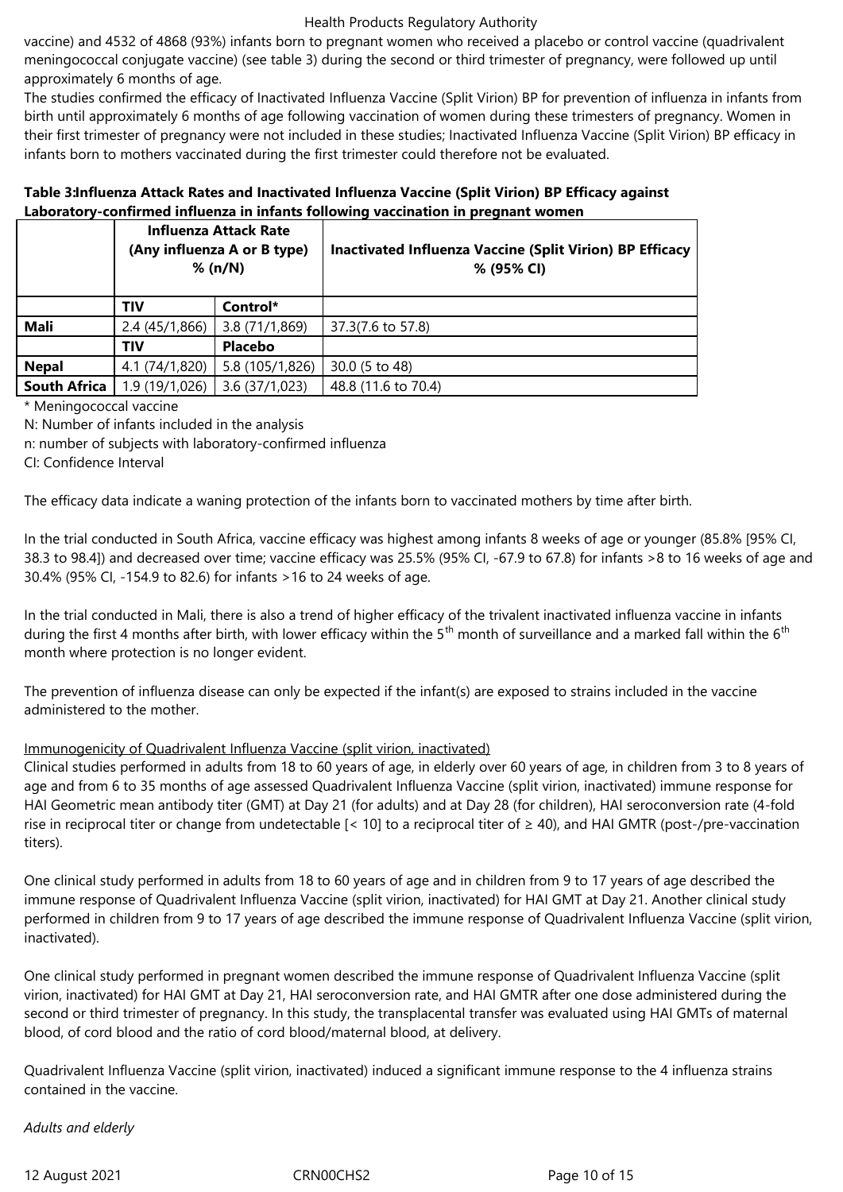vaccine) and 4532 of 4868 (93%) infants born to pregnant women who received a placebo or control vaccine (quadrivalent meningococcal conjugate vaccine) (see table 3) during the second or third trimester of pregnancy, were followed up until approximately 6 months of age.

The studies confirmed the efficacy of Inactivated Influenza Vaccine (Split Virion) BP for prevention of influenza in infants from birth until approximately 6 months of age following vaccination of women during these trimesters of pregnancy. Women in their first trimester of pregnancy were not included in these studies; Inactivated Influenza Vaccine (Split Virion) BP efficacy in infants born to mothers vaccinated during the first trimester could therefore not be evaluated.

**Table 3:Influenza Attack Rates and Inactivated Influenza Vaccine (Split Virion) BP Efficacy against Laboratory-confirmed influenza in infants following vaccination in pregnant women**

| | **Influenza Attack Rate (Any influenza A or B type) % (n/N)** | | **Inactivated Influenza Vaccine (Split Virion) BP Efficacy % (95% CI)** |
|---|---|---|---|
| | **TIV** | **Control*** | |
| **Mali** | 2.4 (45/1,866) | 3.8 (71/1,869) | 37.3(7.6 to 57.8) |
| | **TIV** | **Placebo** | |
| **Nepal** | 4.1 (74/1,820) | 5.8 (105/1,826) | 30.0 (5 to 48) |
| **South Africa** | 1.9 (19/1,026) | 3.6 (37/1,023) | 48.8 (11.6 to 70.4) |

* Meningococcal vaccine

N: Number of infants included in the analysis

n: number of subjects with laboratory-confirmed influenza

CI: Confidence Interval

The efficacy data indicate a waning protection of the infants born to vaccinated mothers by time after birth.

In the trial conducted in South Africa, vaccine efficacy was highest among infants 8 weeks of age or younger (85.8% [95% CI, 38.3 to 98.4]) and decreased over time; vaccine efficacy was 25.5% (95% CI, -67.9 to 67.8) for infants >8 to 16 weeks of age and 30.4% (95% CI, -154.9 to 82.6) for infants >16 to 24 weeks of age.

In the trial conducted in Mali, there is also a trend of higher efficacy of the trivalent inactivated influenza vaccine in infants during the first 4 months after birth, with lower efficacy within the 5th month of surveillance and a marked fall within the 6th month where protection is no longer evident.

The prevention of influenza disease can only be expected if the infant(s) are exposed to strains included in the vaccine administered to the mother.

Immunogenicity of Quadrivalent Influenza Vaccine (split virion, inactivated)

Clinical studies performed in adults from 18 to 60 years of age, in elderly over 60 years of age, in children from 3 to 8 years of age and from 6 to 35 months of age assessed Quadrivalent Influenza Vaccine (split virion, inactivated) immune response for HAI Geometric mean antibody titer (GMT) at Day 21 (for adults) and at Day 28 (for children), HAI seroconversion rate (4-fold rise in reciprocal titer or change from undetectable [< 10] to a reciprocal titer of ≥ 40), and HAI GMTR (post-/pre-vaccination titers).

One clinical study performed in adults from 18 to 60 years of age and in children from 9 to 17 years of age described the immune response of Quadrivalent Influenza Vaccine (split virion, inactivated) for HAI GMT at Day 21. Another clinical study performed in children from 9 to 17 years of age described the immune response of Quadrivalent Influenza Vaccine (split virion, inactivated).

One clinical study performed in pregnant women described the immune response of Quadrivalent Influenza Vaccine (split virion, inactivated) for HAI GMT at Day 21, HAI seroconversion rate, and HAI GMTR after one dose administered during the second or third trimester of pregnancy. In this study, the transplacental transfer was evaluated using HAI GMTs of maternal blood, of cord blood and the ratio of cord blood/maternal blood, at delivery.

Quadrivalent Influenza Vaccine (split virion, inactivated) induced a significant immune response to the 4 influenza strains contained in the vaccine.

*Adults and elderly*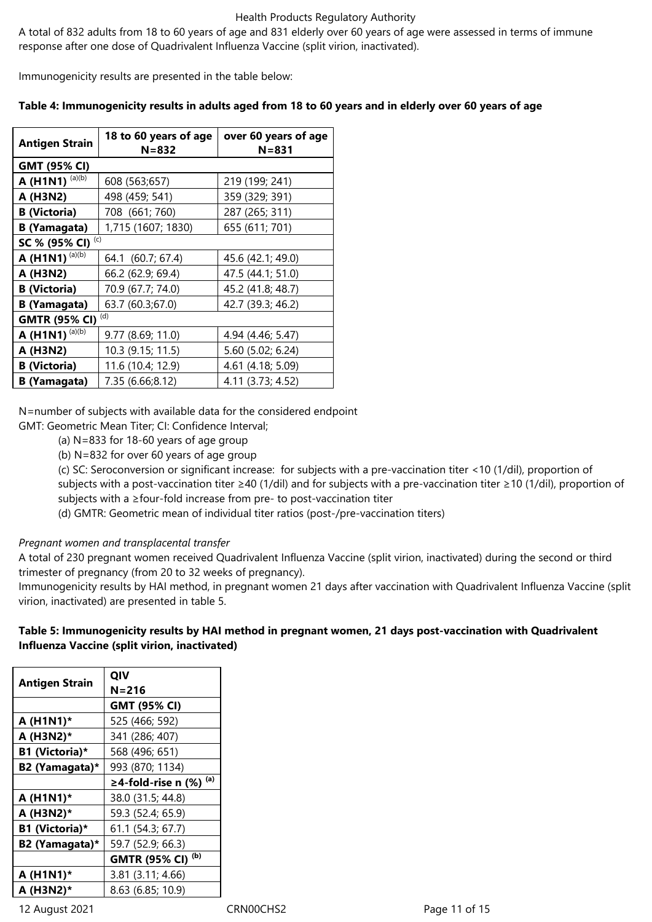A total of 832 adults from 18 to 60 years of age and 831 elderly over 60 years of age were assessed in terms of immune response after one dose of Quadrivalent Influenza Vaccine (split virion, inactivated).

Immunogenicity results are presented in the table below:

**Table 4: Immunogenicity results in adults aged from 18 to 60 years and in elderly over 60 years of age**

| Antigen Strain | 18 to 60 years of age N=832 | over 60 years of age N=831 |
|---|---|---|
| **GMT (95% CI)** | | |
| **A (H1N1)** (a)(b) | 608 (563;657) | 219 (199; 241) |
| **A (H3N2)** | 498 (459; 541) | 359 (329; 391) |
| **B (Victoria)** | 708 (661; 760) | 287 (265; 311) |
| **B (Yamagata)** | 1,715 (1607; 1830) | 655 (611; 701) |
| **SC % (95% CI)** (c) | | |
| **A (H1N1)** (a)(b) | 64.1 (60.7; 67.4) | 45.6 (42.1; 49.0) |
| **A (H3N2)** | 66.2 (62.9; 69.4) | 47.5 (44.1; 51.0) |
| **B (Victoria)** | 70.9 (67.7; 74.0) | 45.2 (41.8; 48.7) |
| **B (Yamagata)** | 63.7 (60.3;67.0) | 42.7 (39.3; 46.2) |
| **GMTR (95% CI)** (d) | | |
| **A (H1N1)** (a)(b) | 9.77 (8.69; 11.0) | 4.94 (4.46; 5.47) |
| **A (H3N2)** | 10.3 (9.15; 11.5) | 5.60 (5.02; 6.24) |
| **B (Victoria)** | 11.6 (10.4; 12.9) | 4.61 (4.18; 5.09) |
| **B (Yamagata)** | 7.35 (6.66;8.12) | 4.11 (3.73; 4.52) |

N=number of subjects with available data for the considered endpoint

GMT: Geometric Mean Titer; CI: Confidence Interval;

(a) N=833 for 18-60 years of age group

(b) N=832 for over 60 years of age group

(c) SC: Seroconversion or significant increase: for subjects with a pre-vaccination titer <10 (1/dil), proportion of subjects with a post-vaccination titer ≥40 (1/dil) and for subjects with a pre-vaccination titer ≥10 (1/dil), proportion of subjects with a ≥four-fold increase from pre- to post-vaccination titer

(d) GMTR: Geometric mean of individual titer ratios (post-/pre-vaccination titers)

*Pregnant women and transplacental transfer*

A total of 230 pregnant women received Quadrivalent Influenza Vaccine (split virion, inactivated) during the second or third trimester of pregnancy (from 20 to 32 weeks of pregnancy).

Immunogenicity results by HAI method, in pregnant women 21 days after vaccination with Quadrivalent Influenza Vaccine (split virion, inactivated) are presented in table 5.

**Table 5: Immunogenicity results by HAI method in pregnant women, 21 days post-vaccination with Quadrivalent Influenza Vaccine (split virion, inactivated)**

| Antigen Strain | QIV N=216 |
|---|---|
| | **GMT (95% CI)** |
| **A (H1N1)*** | 525 (466; 592) |
| **A (H3N2)*** | 341 (286; 407) |
| **B1 (Victoria)*** | 568 (496; 651) |
| **B2 (Yamagata)*** | 993 (870; 1134) |
| | **≥4-fold-rise n (%)** (a) |
| **A (H1N1)*** | 38.0 (31.5; 44.8) |
| **A (H3N2)*** | 59.3 (52.4; 65.9) |
| **B1 (Victoria)*** | 61.1 (54.3; 67.7) |
| **B2 (Yamagata)*** | 59.7 (52.9; 66.3) |
| | **GMTR (95% CI)** (b) |
| **A (H1N1)*** | 3.81 (3.11; 4.66) |
| **A (H3N2)*** | 8.63 (6.85; 10.9) |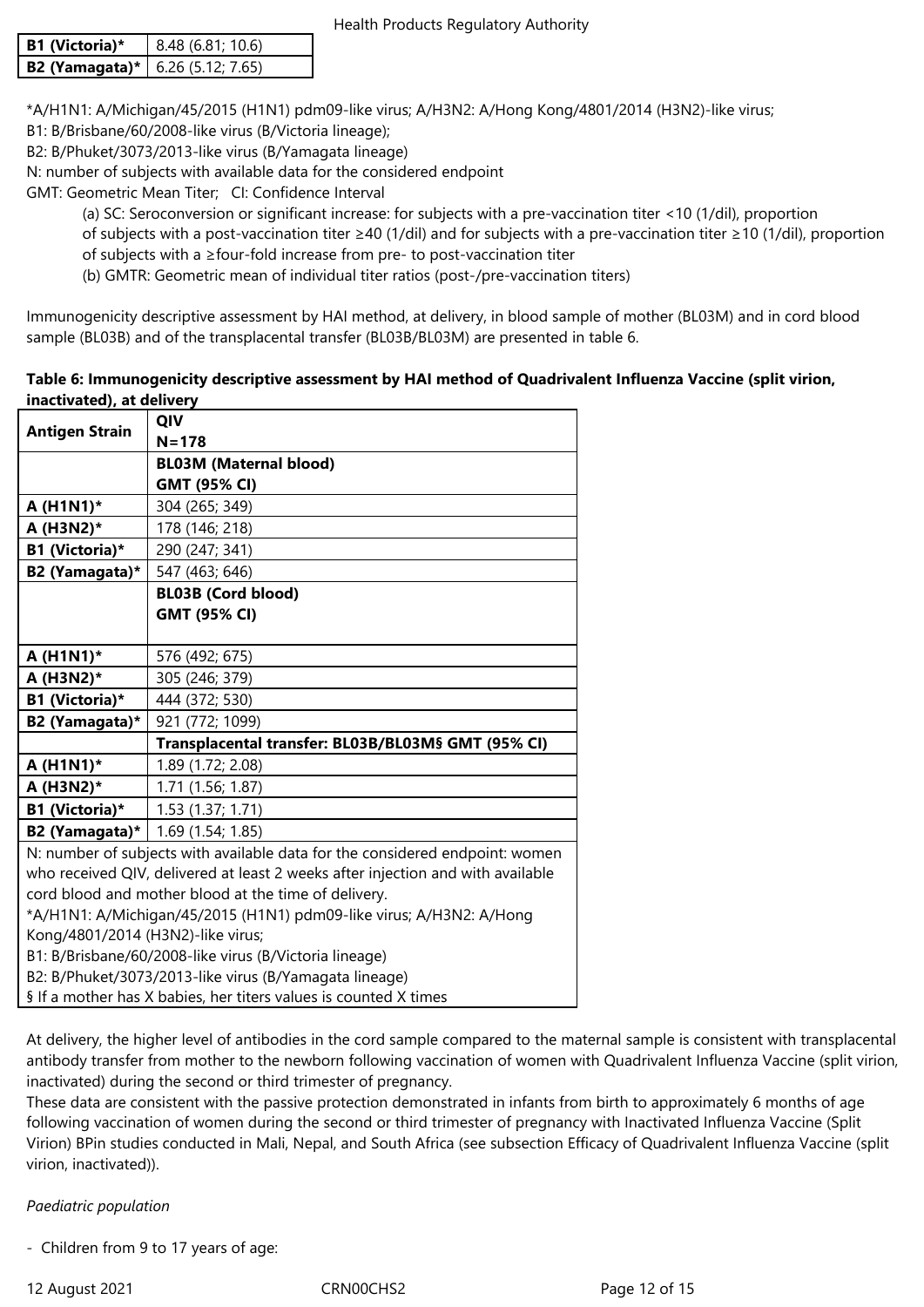| | |
|---|---|
| **B1 (Victoria)*** | 8.48 (6.81; 10.6) |
| **B2 (Yamagata)*** | 6.26 (5.12; 7.65) |

*A/H1N1: A/Michigan/45/2015 (H1N1) pdm09-like virus; A/H3N2: A/Hong Kong/4801/2014 (H3N2)-like virus;
B1: B/Brisbane/60/2008-like virus (B/Victoria lineage);
B2: B/Phuket/3073/2013-like virus (B/Yamagata lineage)
N: number of subjects with available data for the considered endpoint
GMT: Geometric Mean Titer; CI: Confidence Interval

(a) SC: Seroconversion or significant increase: for subjects with a pre-vaccination titer <10 (1/dil), proportion of subjects with a post-vaccination titer ≥40 (1/dil) and for subjects with a pre-vaccination titer ≥10 (1/dil), proportion of subjects with a ≥four-fold increase from pre- to post-vaccination titer
(b) GMTR: Geometric mean of individual titer ratios (post-/pre-vaccination titers)

Immunogenicity descriptive assessment by HAI method, at delivery, in blood sample of mother (BL03M) and in cord blood sample (BL03B) and of the transplacental transfer (BL03B/BL03M) are presented in table 6.

**Table 6: Immunogenicity descriptive assessment by HAI method of Quadrivalent Influenza Vaccine (split virion, inactivated), at delivery**

| **Antigen Strain** | **QIV N=178** |
|---|---|
| | **BL03M (Maternal blood) GMT (95% CI)** |
| **A (H1N1)*** | 304 (265; 349) |
| **A (H3N2)*** | 178 (146; 218) |
| **B1 (Victoria)*** | 290 (247; 341) |
| **B2 (Yamagata)*** | 547 (463; 646) |
| | **BL03B (Cord blood) GMT (95% CI)** |
| **A (H1N1)*** | 576 (492; 675) |
| **A (H3N2)*** | 305 (246; 379) |
| **B1 (Victoria)*** | 444 (372; 530) |
| **B2 (Yamagata)*** | 921 (772; 1099) |
| | **Transplacental transfer: BL03B/BL03M§ GMT (95% CI)** |
| **A (H1N1)*** | 1.89 (1.72; 2.08) |
| **A (H3N2)*** | 1.71 (1.56; 1.87) |
| **B1 (Victoria)*** | 1.53 (1.37; 1.71) |
| **B2 (Yamagata)*** | 1.69 (1.54; 1.85) |

N: number of subjects with available data for the considered endpoint: women who received QIV, delivered at least 2 weeks after injection and with available cord blood and mother blood at the time of delivery.
*A/H1N1: A/Michigan/45/2015 (H1N1) pdm09-like virus; A/H3N2: A/Hong Kong/4801/2014 (H3N2)-like virus;
B1: B/Brisbane/60/2008-like virus (B/Victoria lineage)
B2: B/Phuket/3073/2013-like virus (B/Yamagata lineage)
§ If a mother has X babies, her titers values is counted X times

At delivery, the higher level of antibodies in the cord sample compared to the maternal sample is consistent with transplacental antibody transfer from mother to the newborn following vaccination of women with Quadrivalent Influenza Vaccine (split virion, inactivated) during the second or third trimester of pregnancy.
These data are consistent with the passive protection demonstrated in infants from birth to approximately 6 months of age following vaccination of women during the second or third trimester of pregnancy with Inactivated Influenza Vaccine (Split Virion) BPin studies conducted in Mali, Nepal, and South Africa (see subsection Efficacy of Quadrivalent Influenza Vaccine (split virion, inactivated)).

*Paediatric population*

- Children from 9 to 17 years of age: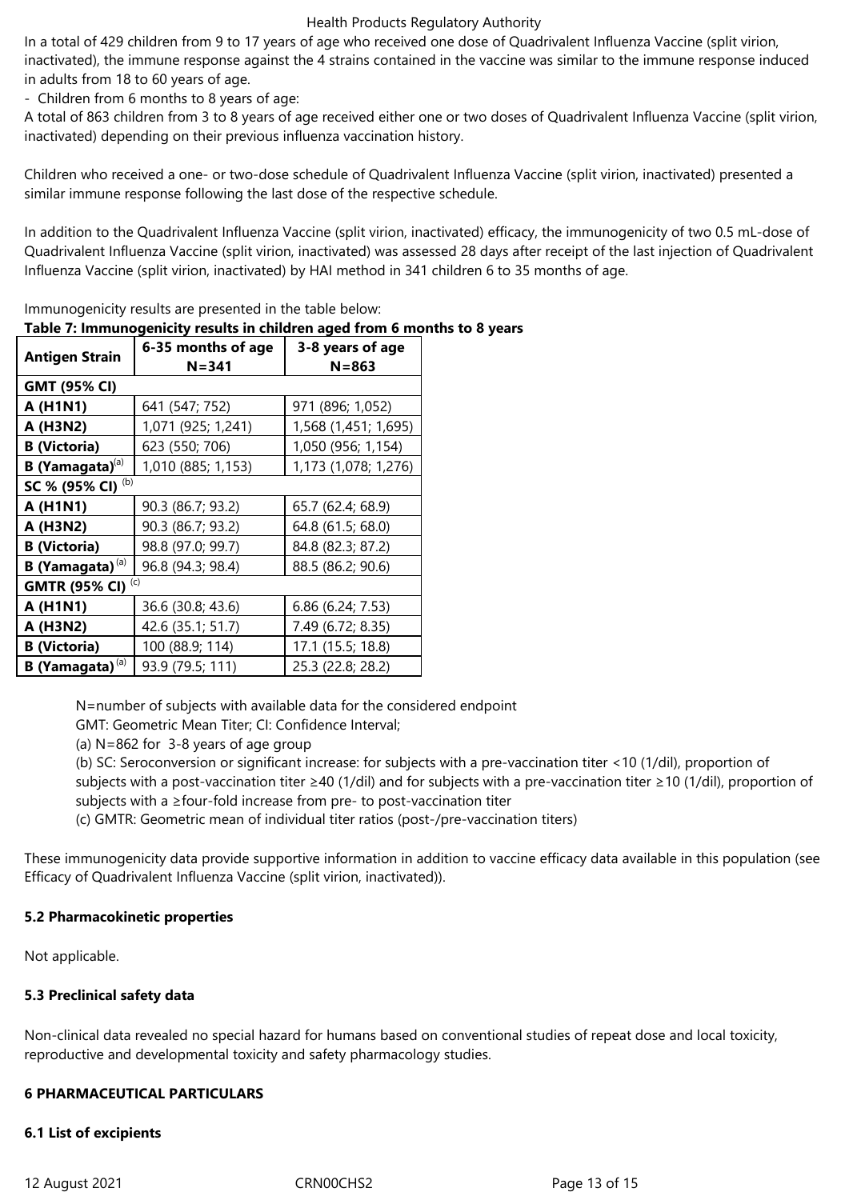In a total of 429 children from 9 to 17 years of age who received one dose of Quadrivalent Influenza Vaccine (split virion, inactivated), the immune response against the 4 strains contained in the vaccine was similar to the immune response induced in adults from 18 to 60 years of age.

- Children from 6 months to 8 years of age:

A total of 863 children from 3 to 8 years of age received either one or two doses of Quadrivalent Influenza Vaccine (split virion, inactivated) depending on their previous influenza vaccination history.

Children who received a one- or two-dose schedule of Quadrivalent Influenza Vaccine (split virion, inactivated) presented a similar immune response following the last dose of the respective schedule.

In addition to the Quadrivalent Influenza Vaccine (split virion, inactivated) efficacy, the immunogenicity of two 0.5 mL-dose of Quadrivalent Influenza Vaccine (split virion, inactivated) was assessed 28 days after receipt of the last injection of Quadrivalent Influenza Vaccine (split virion, inactivated) by HAI method in 341 children 6 to 35 months of age.

Immunogenicity results are presented in the table below:

**Table 7: Immunogenicity results in children aged from 6 months to 8 years**

| Antigen Strain | 6-35 months of age N=341 | 3-8 years of age N=863 |
|---|---|---|
| **GMT (95% CI)** | | |
| **A (H1N1)** | 641 (547; 752) | 971 (896; 1,052) |
| **A (H3N2)** | 1,071 (925; 1,241) | 1,568 (1,451; 1,695) |
| **B (Victoria)** | 623 (550; 706) | 1,050 (956; 1,154) |
| **B (Yamagata)**[(a)] | 1,010 (885; 1,153) | 1,173 (1,078; 1,276) |
| **SC % (95% CI)** [(b)] | | |
| **A (H1N1)** | 90.3 (86.7; 93.2) | 65.7 (62.4; 68.9) |
| **A (H3N2)** | 90.3 (86.7; 93.2) | 64.8 (61.5; 68.0) |
| **B (Victoria)** | 98.8 (97.0; 99.7) | 84.8 (82.3; 87.2) |
| **B (Yamagata)** [(a)] | 96.8 (94.3; 98.4) | 88.5 (86.2; 90.6) |
| **GMTR (95% CI)** [(c)] | | |
| **A (H1N1)** | 36.6 (30.8; 43.6) | 6.86 (6.24; 7.53) |
| **A (H3N2)** | 42.6 (35.1; 51.7) | 7.49 (6.72; 8.35) |
| **B (Victoria)** | 100 (88.9; 114) | 17.1 (15.5; 18.8) |
| **B (Yamagata)** [(a)] | 93.9 (79.5; 111) | 25.3 (22.8; 28.2) |

N=number of subjects with available data for the considered endpoint

GMT: Geometric Mean Titer; CI: Confidence Interval;

(a) N=862 for 3-8 years of age group

(b) SC: Seroconversion or significant increase: for subjects with a pre-vaccination titer <10 (1/dil), proportion of subjects with a post-vaccination titer ≥40 (1/dil) and for subjects with a pre-vaccination titer ≥10 (1/dil), proportion of subjects with a ≥four-fold increase from pre- to post-vaccination titer

(c) GMTR: Geometric mean of individual titer ratios (post-/pre-vaccination titers)

These immunogenicity data provide supportive information in addition to vaccine efficacy data available in this population (see Efficacy of Quadrivalent Influenza Vaccine (split virion, inactivated)).

### 5.2 Pharmacokinetic properties

Not applicable.

### 5.3 Preclinical safety data

Non-clinical data revealed no special hazard for humans based on conventional studies of repeat dose and local toxicity, reproductive and developmental toxicity and safety pharmacology studies.

## 6 PHARMACEUTICAL PARTICULARS

### 6.1 List of excipients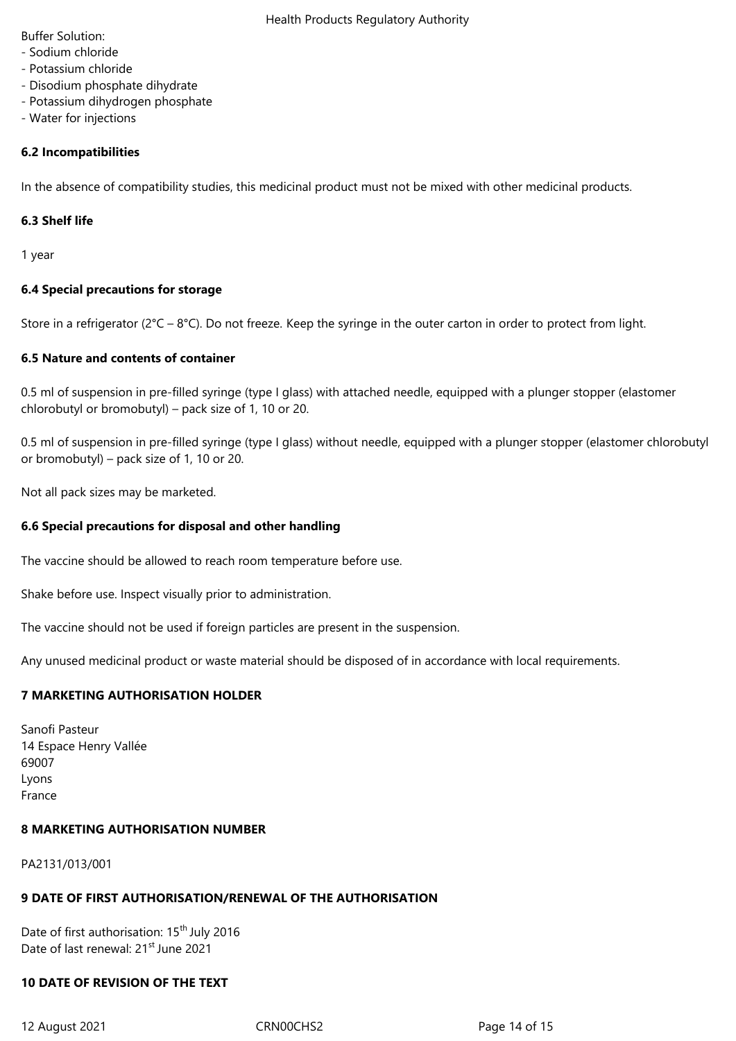Buffer Solution:
- Sodium chloride
- Potassium chloride
- Disodium phosphate dihydrate
- Potassium dihydrogen phosphate
- Water for injections

### 6.2 Incompatibilities

In the absence of compatibility studies, this medicinal product must not be mixed with other medicinal products.

### 6.3 Shelf life

1 year

### 6.4 Special precautions for storage

Store in a refrigerator (2°C – 8°C). Do not freeze. Keep the syringe in the outer carton in order to protect from light.

### 6.5 Nature and contents of container

0.5 ml of suspension in pre-filled syringe (type I glass) with attached needle, equipped with a plunger stopper (elastomer chlorobutyl or bromobutyl) – pack size of 1, 10 or 20.

0.5 ml of suspension in pre-filled syringe (type I glass) without needle, equipped with a plunger stopper (elastomer chlorobutyl or bromobutyl) – pack size of 1, 10 or 20.

Not all pack sizes may be marketed.

### 6.6 Special precautions for disposal and other handling

The vaccine should be allowed to reach room temperature before use.

Shake before use. Inspect visually prior to administration.

The vaccine should not be used if foreign particles are present in the suspension.

Any unused medicinal product or waste material should be disposed of in accordance with local requirements.

## 7 MARKETING AUTHORISATION HOLDER

Sanofi Pasteur
14 Espace Henry Vallée
69007
Lyons
France

## 8 MARKETING AUTHORISATION NUMBER

PA2131/013/001

## 9 DATE OF FIRST AUTHORISATION/RENEWAL OF THE AUTHORISATION

Date of first authorisation: 15th July 2016
Date of last renewal: 21st June 2021

## 10 DATE OF REVISION OF THE TEXT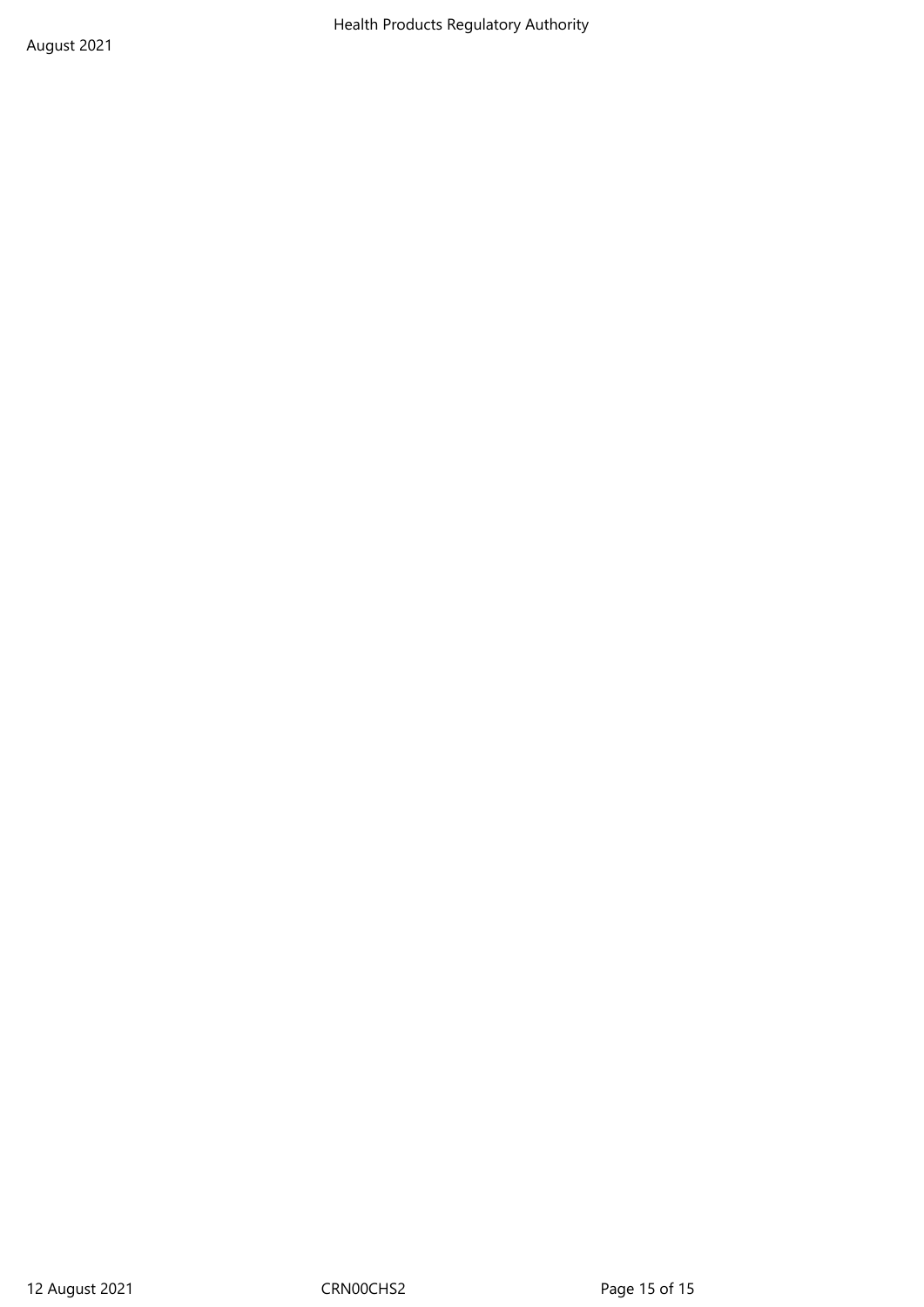August 2021